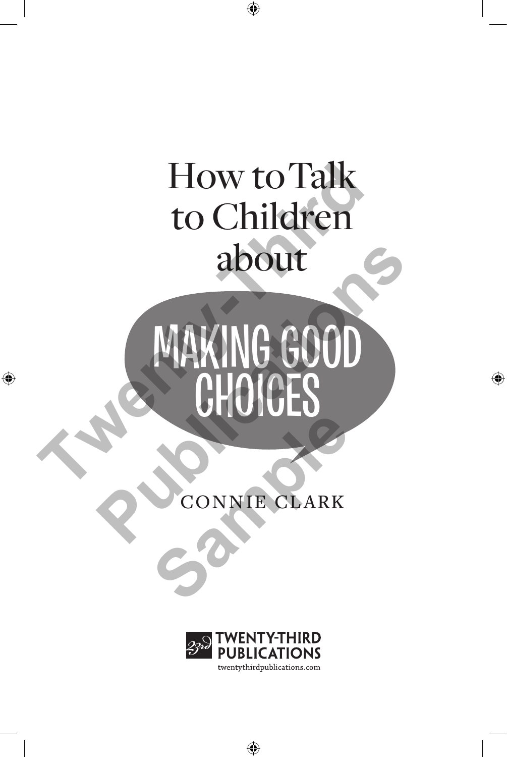# How to Talk to Children about

# MAKING GOOD CHOICES

CONNIE CLARK

TWENTY-THIRD PUBLICATIONS

twentythirdpublications.com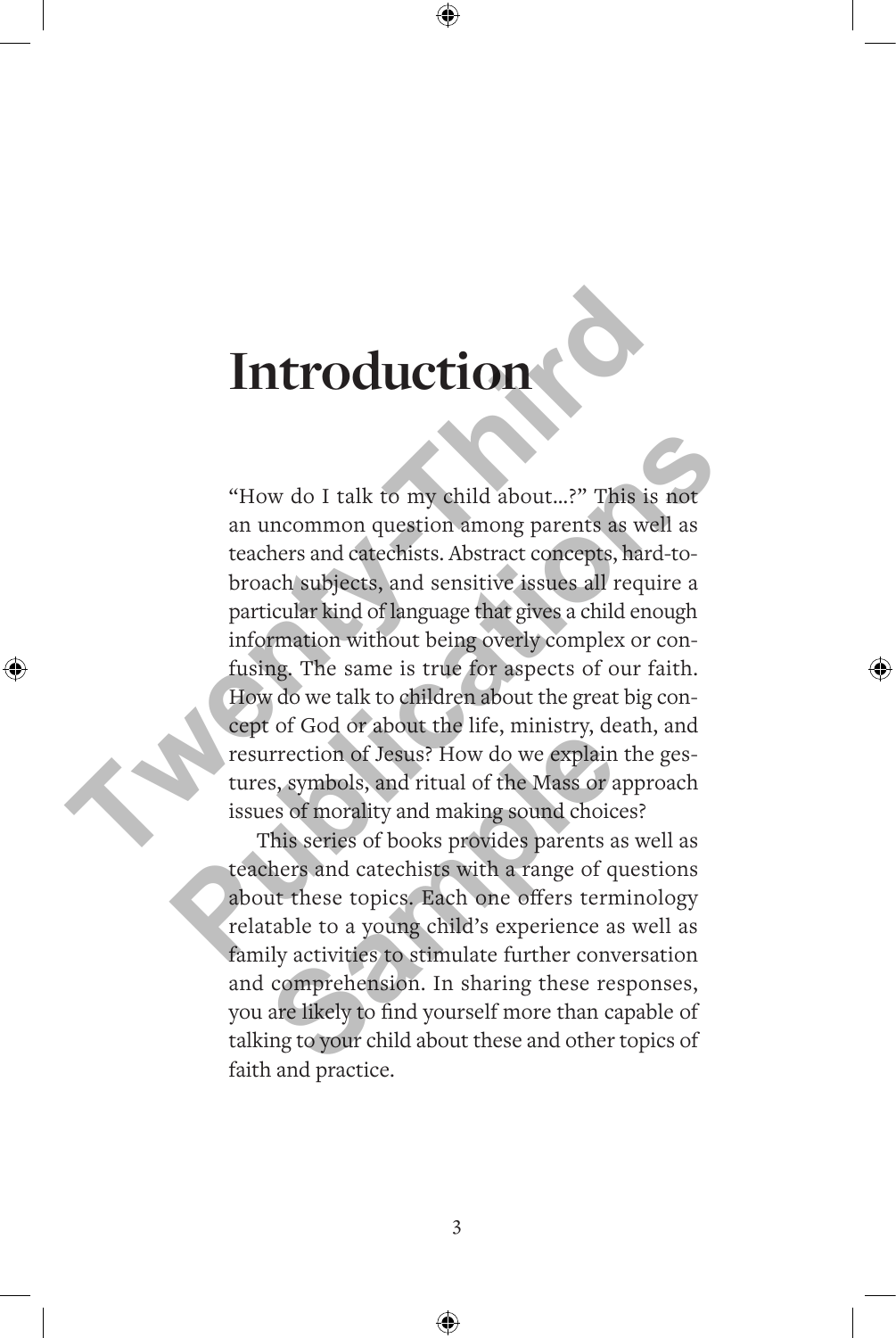# Introduction

"How do I talk to my child about...?" This is not an uncommon question among parents as well as teachers and catechists. Abstract concepts, hard-to-broach subjects, and sensitive issues all require a particular kind of language that gives a child enough information without being overly complex or confusing. The same is true for aspects of our faith. How do we talk to children about the great big concept of God or about the life, ministry, death, and resurrection of Jesus? How do we explain the gestures, symbols, and ritual of the Mass or approach issues of morality and making sound choices?

This series of books provides parents as well as teachers and catechists with a range of questions about these topics. Each one offers terminology relatable to a young child's experience as well as family activities to stimulate further conversation and comprehension. In sharing these responses, you are likely to find yourself more than capable of talking to your child about these and other topics of faith and practice.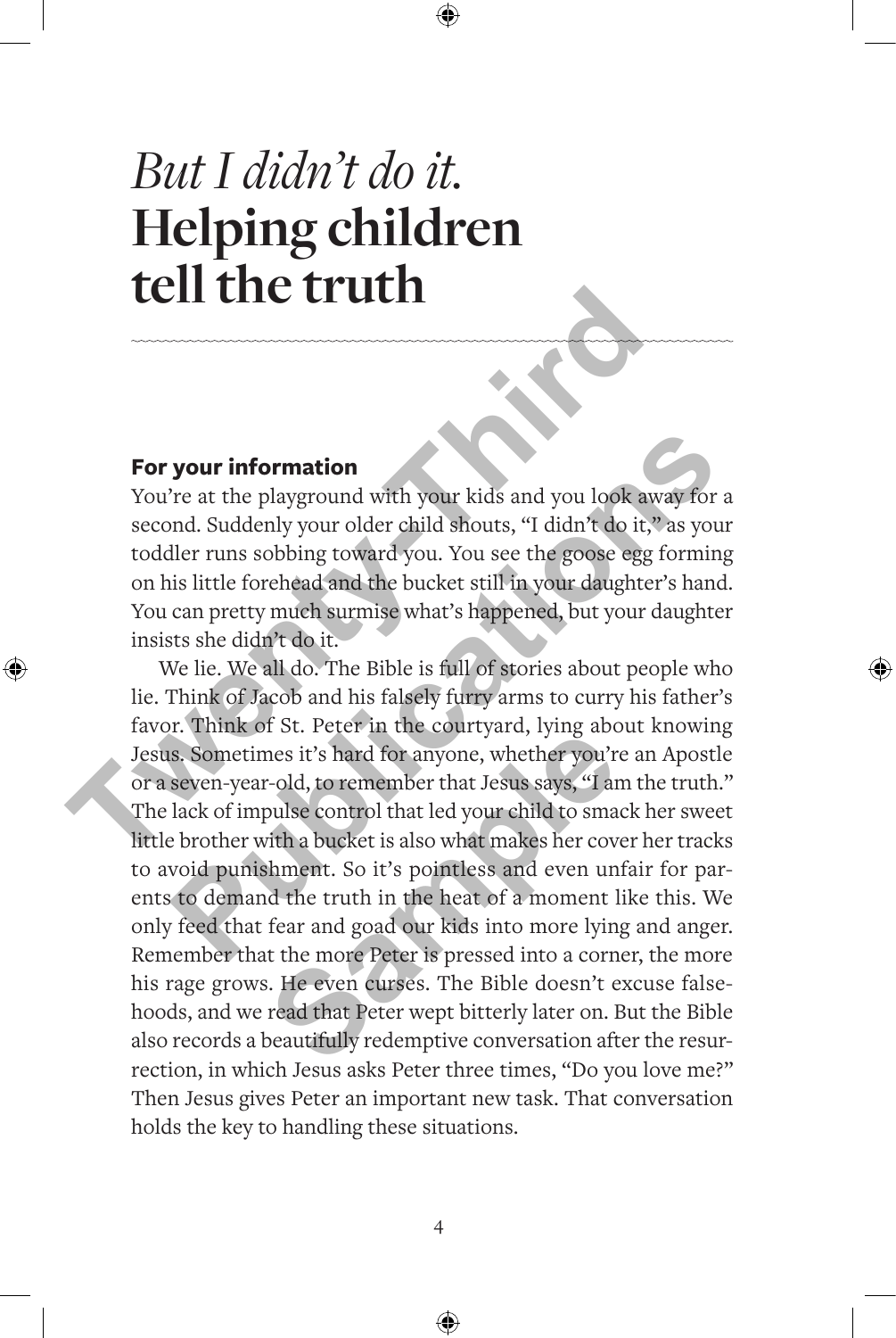# *But I didn't do it.* Helping children tell the truth

### For your information

You're at the playground with your kids and you look away for a second. Suddenly your older child shouts, "I didn't do it," as your toddler runs sobbing toward you. You see the goose egg forming on his little forehead and the bucket still in your daughter's hand. You can pretty much surmise what's happened, but your daughter insists she didn't do it.

We lie. We all do. The Bible is full of stories about people who lie. Think of Jacob and his falsely furry arms to curry his father's favor. Think of St. Peter in the courtyard, lying about knowing Jesus. Sometimes it's hard for anyone, whether you're an Apostle or a seven-year-old, to remember that Jesus says, "I am the truth." The lack of impulse control that led your child to smack her sweet little brother with a bucket is also what makes her cover her tracks to avoid punishment. So it's pointless and even unfair for parents to demand the truth in the heat of a moment like this. We only feed that fear and goad our kids into more lying and anger. Remember that the more Peter is pressed into a corner, the more his rage grows. He even curses. The Bible doesn't excuse falsehoods, and we read that Peter wept bitterly later on. But the Bible also records a beautifully redemptive conversation after the resurrection, in which Jesus asks Peter three times, "Do you love me?" Then Jesus gives Peter an important new task. That conversation holds the key to handling these situations.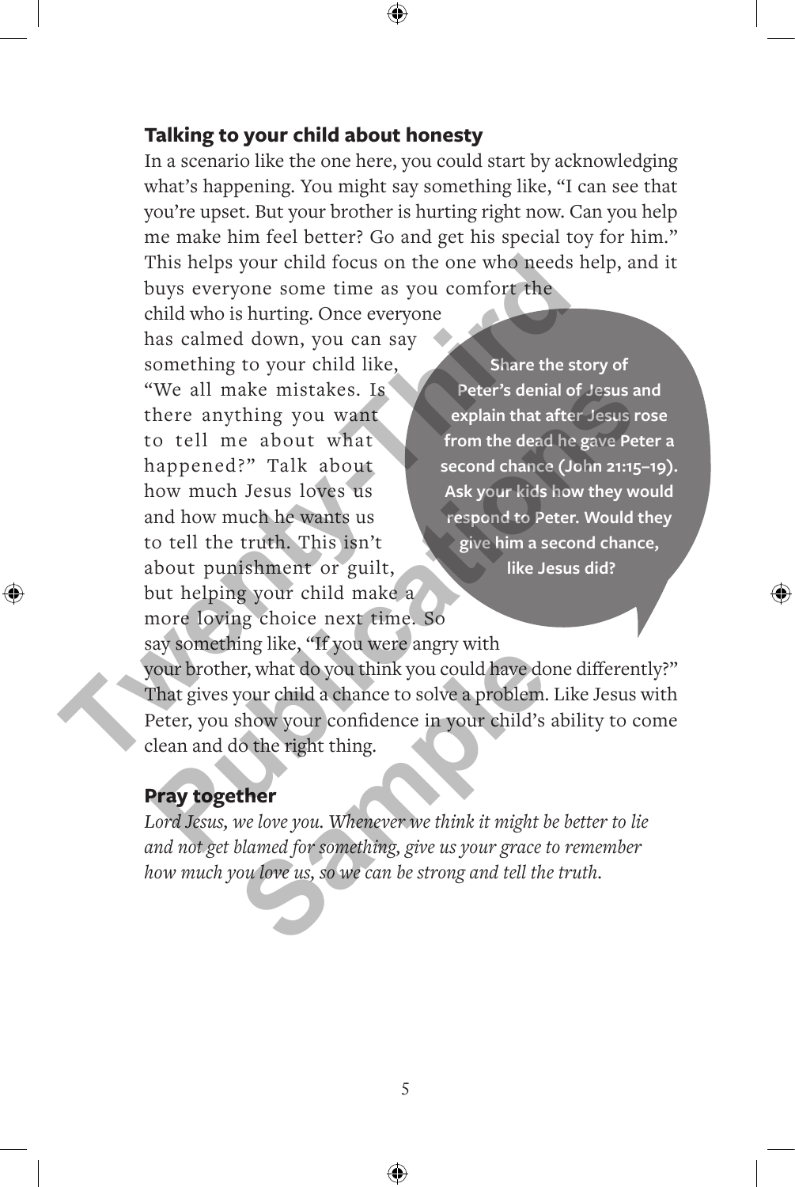## Talking to your child about honesty

In a scenario like the one here, you could start by acknowledging what's happening. You might say something like, "I can see that you're upset. But your brother is hurting right now. Can you help me make him feel better? Go and get his special toy for him." This helps your child focus on the one who needs help, and it buys everyone some time as you comfort the child who is hurting. Once everyone has calmed down, you can say something to your child like, "We all make mistakes. Is there anything you want to tell me about what happened?" Talk about how much Jesus loves us and how much he wants us to tell the truth. This isn't about punishment or guilt, but helping your child make a more loving choice next time. So say something like, "If you were angry with your brother, what do you think you could have done differently?" That gives your child a chance to solve a problem. Like Jesus with Peter, you show your confidence in your child's ability to come clean and do the right thing.

**Share the story of Peter's denial of Jesus and explain that after Jesus rose from the dead he gave Peter a second chance (John 21:15–19). Ask your kids how they would respond to Peter. Would they give him a second chance, like Jesus did?**

## Pray together

*Lord Jesus, we love you. Whenever we think it might be better to lie and not get blamed for something, give us your grace to remember how much you love us, so we can be strong and tell the truth.*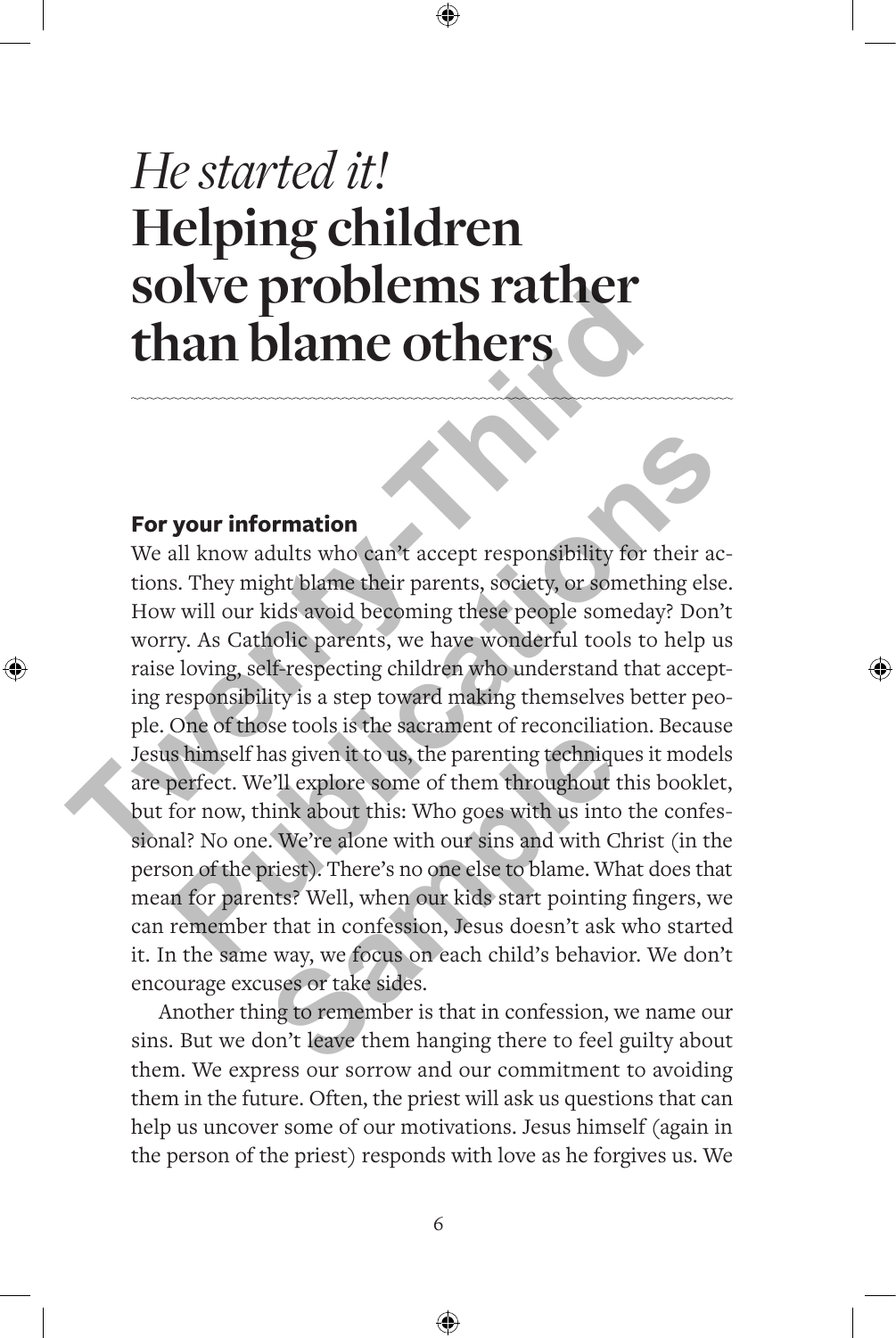# *He started it!* Helping children solve problems rather than blame others

### For your information

We all know adults who can't accept responsibility for their actions. They might blame their parents, society, or something else. How will our kids avoid becoming these people someday? Don't worry. As Catholic parents, we have wonderful tools to help us raise loving, self-respecting children who understand that accepting responsibility is a step toward making themselves better people. One of those tools is the sacrament of reconciliation. Because Jesus himself has given it to us, the parenting techniques it models are perfect. We'll explore some of them throughout this booklet, but for now, think about this: Who goes with us into the confessional? No one. We're alone with our sins and with Christ (in the person of the priest). There's no one else to blame. What does that mean for parents? Well, when our kids start pointing fingers, we can remember that in confession, Jesus doesn't ask who started it. In the same way, we focus on each child's behavior. We don't encourage excuses or take sides.

Another thing to remember is that in confession, we name our sins. But we don't leave them hanging there to feel guilty about them. We express our sorrow and our commitment to avoiding them in the future. Often, the priest will ask us questions that can help us uncover some of our motivations. Jesus himself (again in the person of the priest) responds with love as he forgives us. We